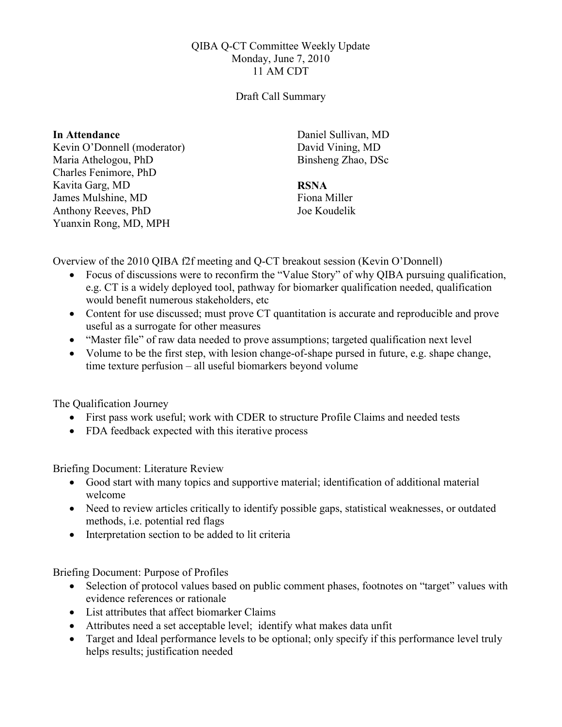QIBA Q-CT Committee Weekly Update
Monday, June 7, 2010
11 AM CDT

Draft Call Summary

**In Attendance**

Kevin O'Donnell (moderator)
Maria Athelogou, PhD
Charles Fenimore, PhD
Kavita Garg, MD
James Mulshine, MD
Anthony Reeves, PhD
Yuanxin Rong, MD, MPH
Daniel Sullivan, MD
David Vining, MD
Binsheng Zhao, DSc

**RSNA**

Fiona Miller
Joe Koudelik

Overview of the 2010 QIBA f2f meeting and Q-CT breakout session (Kevin O'Donnell)

- Focus of discussions were to reconfirm the "Value Story" of why QIBA pursuing qualification, e.g. CT is a widely deployed tool, pathway for biomarker qualification needed, qualification would benefit numerous stakeholders, etc
- Content for use discussed; must prove CT quantitation is accurate and reproducible and prove useful as a surrogate for other measures
- "Master file" of raw data needed to prove assumptions; targeted qualification next level
- Volume to be the first step, with lesion change-of-shape pursed in future, e.g. shape change, time texture perfusion – all useful biomarkers beyond volume

The Qualification Journey

- First pass work useful; work with CDER to structure Profile Claims and needed tests
- FDA feedback expected with this iterative process

Briefing Document: Literature Review

- Good start with many topics and supportive material; identification of additional material welcome
- Need to review articles critically to identify possible gaps, statistical weaknesses, or outdated methods, i.e. potential red flags
- Interpretation section to be added to lit criteria

Briefing Document: Purpose of Profiles

- Selection of protocol values based on public comment phases, footnotes on "target" values with evidence references or rationale
- List attributes that affect biomarker Claims
- Attributes need a set acceptable level; identify what makes data unfit
- Target and Ideal performance levels to be optional; only specify if this performance level truly helps results; justification needed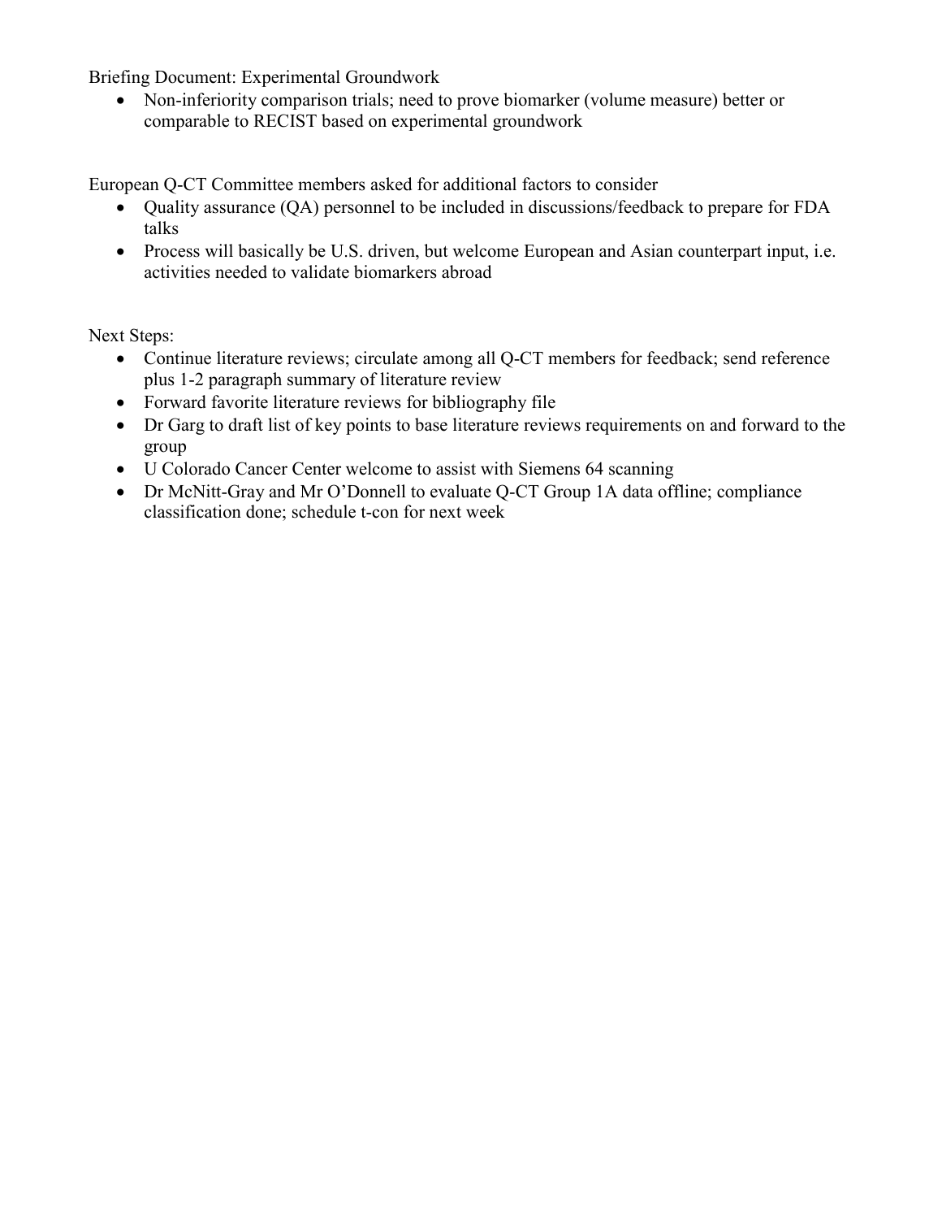Briefing Document: Experimental Groundwork

- Non-inferiority comparison trials; need to prove biomarker (volume measure) better or comparable to RECIST based on experimental groundwork

European Q-CT Committee members asked for additional factors to consider

- Quality assurance (QA) personnel to be included in discussions/feedback to prepare for FDA talks
- Process will basically be U.S. driven, but welcome European and Asian counterpart input, i.e. activities needed to validate biomarkers abroad

Next Steps:

- Continue literature reviews; circulate among all Q-CT members for feedback; send reference plus 1-2 paragraph summary of literature review
- Forward favorite literature reviews for bibliography file
- Dr Garg to draft list of key points to base literature reviews requirements on and forward to the group
- U Colorado Cancer Center welcome to assist with Siemens 64 scanning
- Dr McNitt-Gray and Mr O'Donnell to evaluate Q-CT Group 1A data offline; compliance classification done; schedule t-con for next week